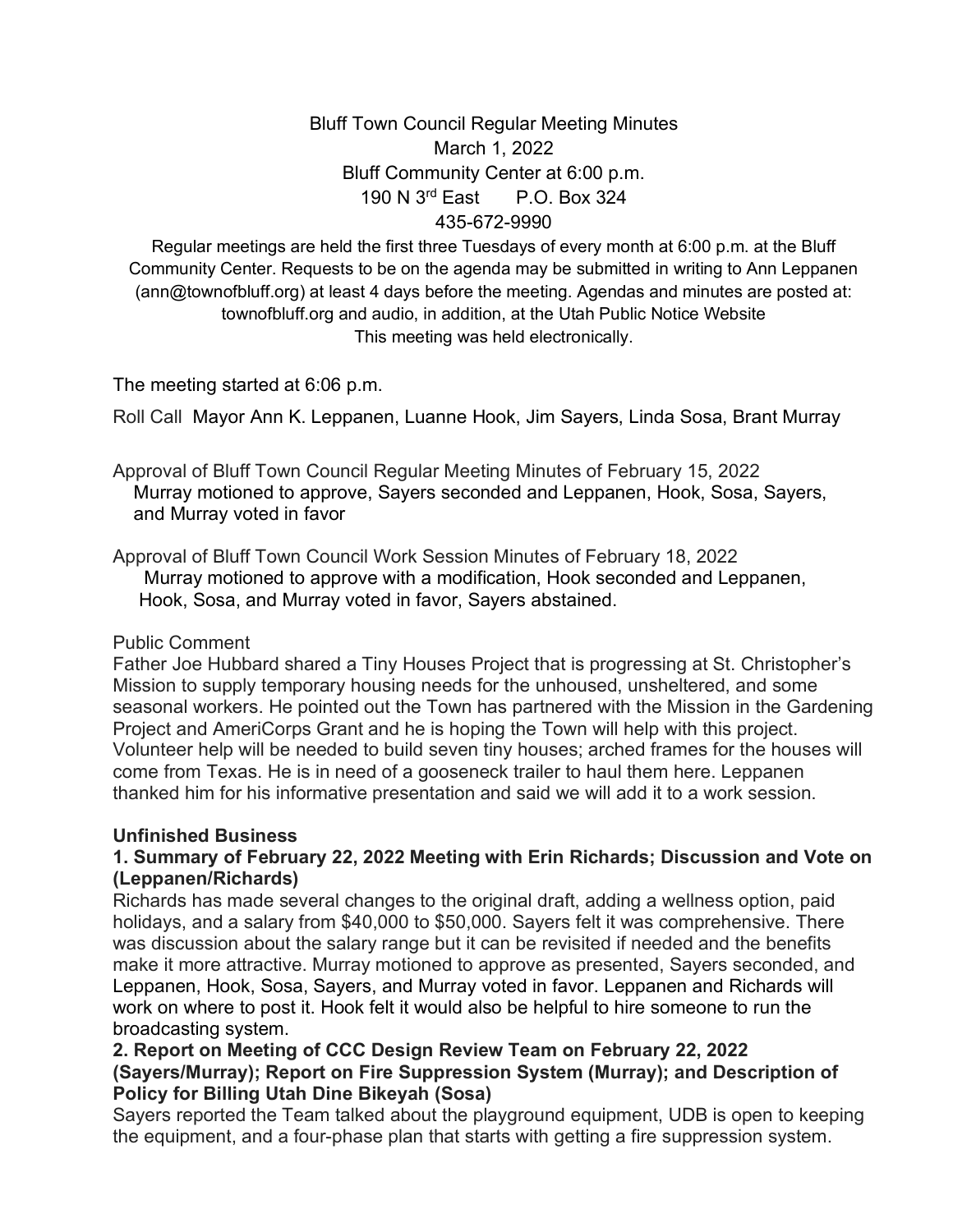# Bluff Town Council Regular Meeting Minutes

March 1, 2022

Bluff Community Center at 6:00 p.m.

190 N 3rd East  P.O. Box 324

435-672-9990

Regular meetings are held the first three Tuesdays of every month at 6:00 p.m. at the Bluff Community Center. Requests to be on the agenda may be submitted in writing to Ann Leppanen (ann@townofbluff.org) at least 4 days before the meeting. Agendas and minutes are posted at: townofbluff.org and audio, in addition, at the Utah Public Notice Website

This meeting was held electronically.

The meeting started at 6:06 p.m.

Roll Call Mayor Ann K. Leppanen, Luanne Hook, Jim Sayers, Linda Sosa, Brant Murray

Approval of Bluff Town Council Regular Meeting Minutes of February 15, 2022
Murray motioned to approve, Sayers seconded and Leppanen, Hook, Sosa, Sayers, and Murray voted in favor

Approval of Bluff Town Council Work Session Minutes of February 18, 2022
Murray motioned to approve with a modification, Hook seconded and Leppanen, Hook, Sosa, and Murray voted in favor, Sayers abstained.

Public Comment

Father Joe Hubbard shared a Tiny Houses Project that is progressing at St. Christopher's Mission to supply temporary housing needs for the unhoused, unsheltered, and some seasonal workers. He pointed out the Town has partnered with the Mission in the Gardening Project and AmeriCorps Grant and he is hoping the Town will help with this project. Volunteer help will be needed to build seven tiny houses; arched frames for the houses will come from Texas. He is in need of a gooseneck trailer to haul them here. Leppanen thanked him for his informative presentation and said we will add it to a work session.

**Unfinished Business**

**1. Summary of February 22, 2022 Meeting with Erin Richards; Discussion and Vote on (Leppanen/Richards)**

Richards has made several changes to the original draft, adding a wellness option, paid holidays, and a salary from $40,000 to $50,000. Sayers felt it was comprehensive. There was discussion about the salary range but it can be revisited if needed and the benefits make it more attractive. Murray motioned to approve as presented, Sayers seconded, and Leppanen, Hook, Sosa, Sayers, and Murray voted in favor. Leppanen and Richards will work on where to post it. Hook felt it would also be helpful to hire someone to run the broadcasting system.

**2. Report on Meeting of CCC Design Review Team on February 22, 2022 (Sayers/Murray); Report on Fire Suppression System (Murray); and Description of Policy for Billing Utah Dine Bikeyah (Sosa)**

Sayers reported the Team talked about the playground equipment, UDB is open to keeping the equipment, and a four-phase plan that starts with getting a fire suppression system.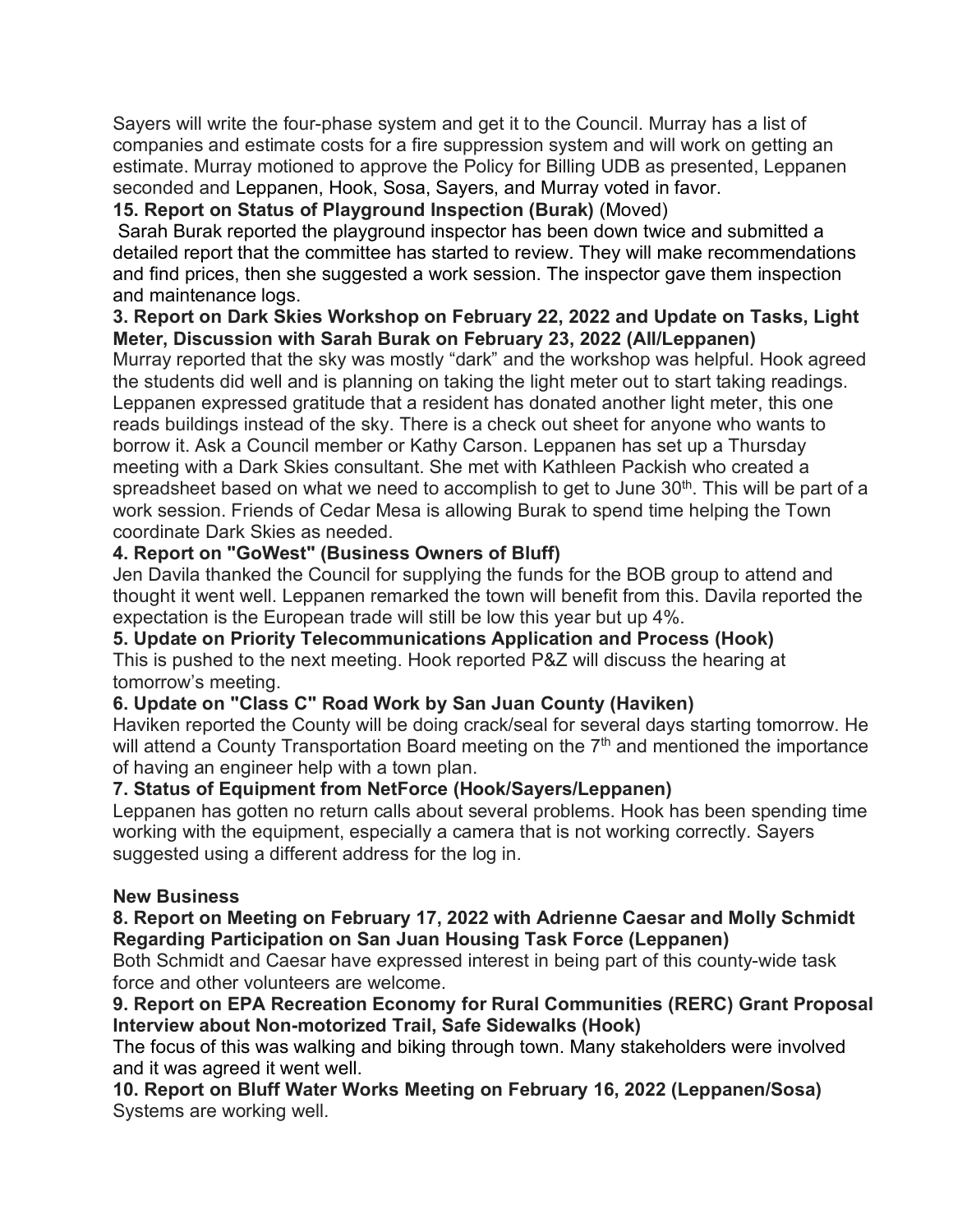Sayers will write the four-phase system and get it to the Council. Murray has a list of companies and estimate costs for a fire suppression system and will work on getting an estimate. Murray motioned to approve the Policy for Billing UDB as presented, Leppanen seconded and Leppanen, Hook, Sosa, Sayers, and Murray voted in favor.

**15. Report on Status of Playground Inspection (Burak)** (Moved)

Sarah Burak reported the playground inspector has been down twice and submitted a detailed report that the committee has started to review. They will make recommendations and find prices, then she suggested a work session. The inspector gave them inspection and maintenance logs.

**3. Report on Dark Skies Workshop on February 22, 2022 and Update on Tasks, Light Meter, Discussion with Sarah Burak on February 23, 2022 (All/Leppanen)**

Murray reported that the sky was mostly "dark" and the workshop was helpful. Hook agreed the students did well and is planning on taking the light meter out to start taking readings. Leppanen expressed gratitude that a resident has donated another light meter, this one reads buildings instead of the sky. There is a check out sheet for anyone who wants to borrow it. Ask a Council member or Kathy Carson. Leppanen has set up a Thursday meeting with a Dark Skies consultant. She met with Kathleen Packish who created a spreadsheet based on what we need to accomplish to get to June 30th. This will be part of a work session. Friends of Cedar Mesa is allowing Burak to spend time helping the Town coordinate Dark Skies as needed.

**4. Report on "GoWest" (Business Owners of Bluff)**

Jen Davila thanked the Council for supplying the funds for the BOB group to attend and thought it went well. Leppanen remarked the town will benefit from this. Davila reported the expectation is the European trade will still be low this year but up 4%.

**5. Update on Priority Telecommunications Application and Process (Hook)**

This is pushed to the next meeting. Hook reported P&Z will discuss the hearing at tomorrow's meeting.

**6. Update on "Class C" Road Work by San Juan County (Haviken)**

Haviken reported the County will be doing crack/seal for several days starting tomorrow. He will attend a County Transportation Board meeting on the 7th and mentioned the importance of having an engineer help with a town plan.

**7. Status of Equipment from NetForce (Hook/Sayers/Leppanen)**

Leppanen has gotten no return calls about several problems. Hook has been spending time working with the equipment, especially a camera that is not working correctly. Sayers suggested using a different address for the log in.

**New Business**

**8. Report on Meeting on February 17, 2022 with Adrienne Caesar and Molly Schmidt Regarding Participation on San Juan Housing Task Force (Leppanen)**

Both Schmidt and Caesar have expressed interest in being part of this county-wide task force and other volunteers are welcome.

**9. Report on EPA Recreation Economy for Rural Communities (RERC) Grant Proposal Interview about Non-motorized Trail, Safe Sidewalks (Hook)**

The focus of this was walking and biking through town. Many stakeholders were involved and it was agreed it went well.

**10. Report on Bluff Water Works Meeting on February 16, 2022 (Leppanen/Sosa)**

Systems are working well.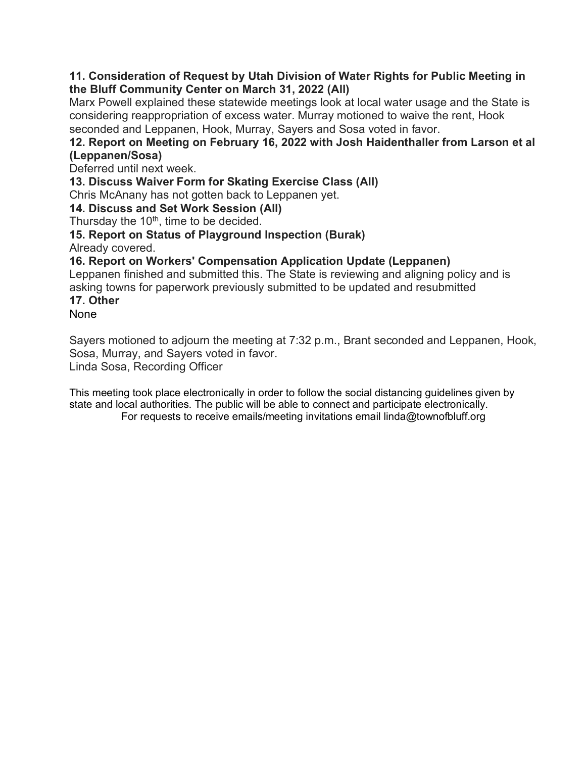**11. Consideration of Request by Utah Division of Water Rights for Public Meeting in the Bluff Community Center on March 31, 2022 (All)**
Marx Powell explained these statewide meetings look at local water usage and the State is considering reappropriation of excess water. Murray motioned to waive the rent, Hook seconded and Leppanen, Hook, Murray, Sayers and Sosa voted in favor.

**12. Report on Meeting on February 16, 2022 with Josh Haidenthaller from Larson et al (Leppanen/Sosa)**
Deferred until next week.

**13. Discuss Waiver Form for Skating Exercise Class (All)**
Chris McAnany has not gotten back to Leppanen yet.

**14. Discuss and Set Work Session (All)**
Thursday the 10th, time to be decided.

**15. Report on Status of Playground Inspection (Burak)**
Already covered.

**16. Report on Workers' Compensation Application Update (Leppanen)**
Leppanen finished and submitted this. The State is reviewing and aligning policy and is asking towns for paperwork previously submitted to be updated and resubmitted

**17. Other**
None

Sayers motioned to adjourn the meeting at 7:32 p.m., Brant seconded and Leppanen, Hook, Sosa, Murray, and Sayers voted in favor.
Linda Sosa, Recording Officer

This meeting took place electronically in order to follow the social distancing guidelines given by state and local authorities. The public will be able to connect and participate electronically.
For requests to receive emails/meeting invitations email linda@townofbluff.org